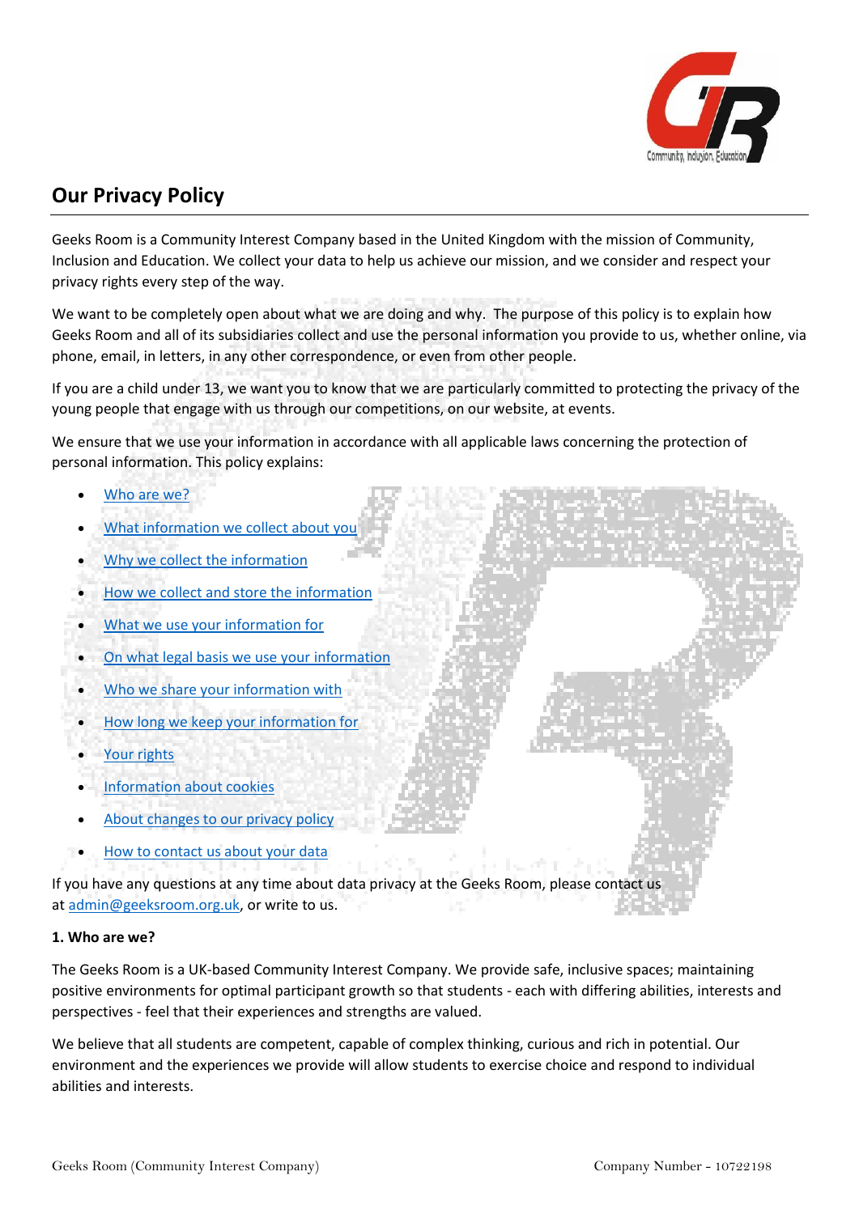# Our Privacy Policy

Geeks Room is a Community Interest Company based in the United Kingdom with the mission of Community, Inclusion and Education. We collect your data to help us achieve our mission, and we consider and respect your privacy rights every step of the way.

We want to be completely open about what we are doing and why. The purpose of this policy is to explain how Geeks Room and all of its subsidiaries collect and use the personal information you provide to us, whether online, via phone, email, in letters, in any other correspondence, or even from other people.

If you are a child under 13, we want you to know that we are particularly committed to protecting the privacy of the young people that engage with us through our competitions, on our website, at events.

We ensure that we use your information in accordance with all applicable laws concerning the protection of personal information. This policy explains:

- Who are we?
- What information we collect about you
- Why we collect the information
- How we collect and store the information
- What we use your information for
- On what legal basis we use your information
- Who we share your information with
- How long we keep your information for
- Your rights
- Information about cookies
- About changes to our privacy policy
- How to contact us about your data

If you have any questions at any time about data privacy at the Geeks Room, please contact us at admin@geeksroom.org.uk, or write to us.

**1. Who are we?**

The Geeks Room is a UK-based Community Interest Company. We provide safe, inclusive spaces; maintaining positive environments for optimal participant growth so that students - each with differing abilities, interests and perspectives - feel that their experiences and strengths are valued.

We believe that all students are competent, capable of complex thinking, curious and rich in potential. Our environment and the experiences we provide will allow students to exercise choice and respond to individual abilities and interests.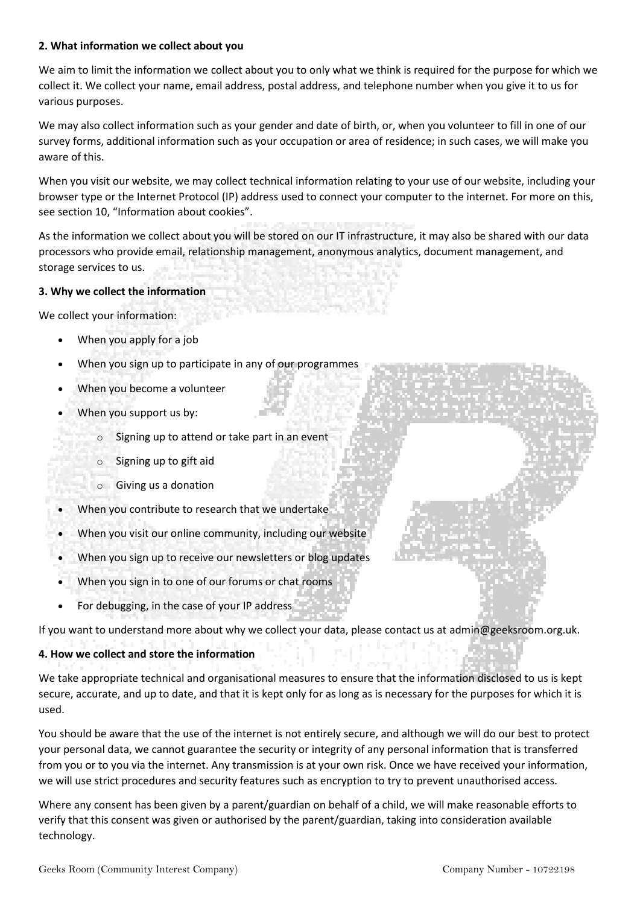### 2. What information we collect about you

We aim to limit the information we collect about you to only what we think is required for the purpose for which we collect it. We collect your name, email address, postal address, and telephone number when you give it to us for various purposes.

We may also collect information such as your gender and date of birth, or, when you volunteer to fill in one of our survey forms, additional information such as your occupation or area of residence; in such cases, we will make you aware of this.

When you visit our website, we may collect technical information relating to your use of our website, including your browser type or the Internet Protocol (IP) address used to connect your computer to the internet. For more on this, see section 10, "Information about cookies".

As the information we collect about you will be stored on our IT infrastructure, it may also be shared with our data processors who provide email, relationship management, anonymous analytics, document management, and storage services to us.

### 3. Why we collect the information

We collect your information:

- When you apply for a job
- When you sign up to participate in any of our programmes
- When you become a volunteer
- When you support us by:
  - Signing up to attend or take part in an event
  - Signing up to gift aid
  - Giving us a donation
- When you contribute to research that we undertake
- When you visit our online community, including our website
- When you sign up to receive our newsletters or blog updates
- When you sign in to one of our forums or chat rooms
- For debugging, in the case of your IP address

If you want to understand more about why we collect your data, please contact us at admin@geeksroom.org.uk.

### 4. How we collect and store the information

We take appropriate technical and organisational measures to ensure that the information disclosed to us is kept secure, accurate, and up to date, and that it is kept only for as long as is necessary for the purposes for which it is used.

You should be aware that the use of the internet is not entirely secure, and although we will do our best to protect your personal data, we cannot guarantee the security or integrity of any personal information that is transferred from you or to you via the internet. Any transmission is at your own risk. Once we have received your information, we will use strict procedures and security features such as encryption to try to prevent unauthorised access.

Where any consent has been given by a parent/guardian on behalf of a child, we will make reasonable efforts to verify that this consent was given or authorised by the parent/guardian, taking into consideration available technology.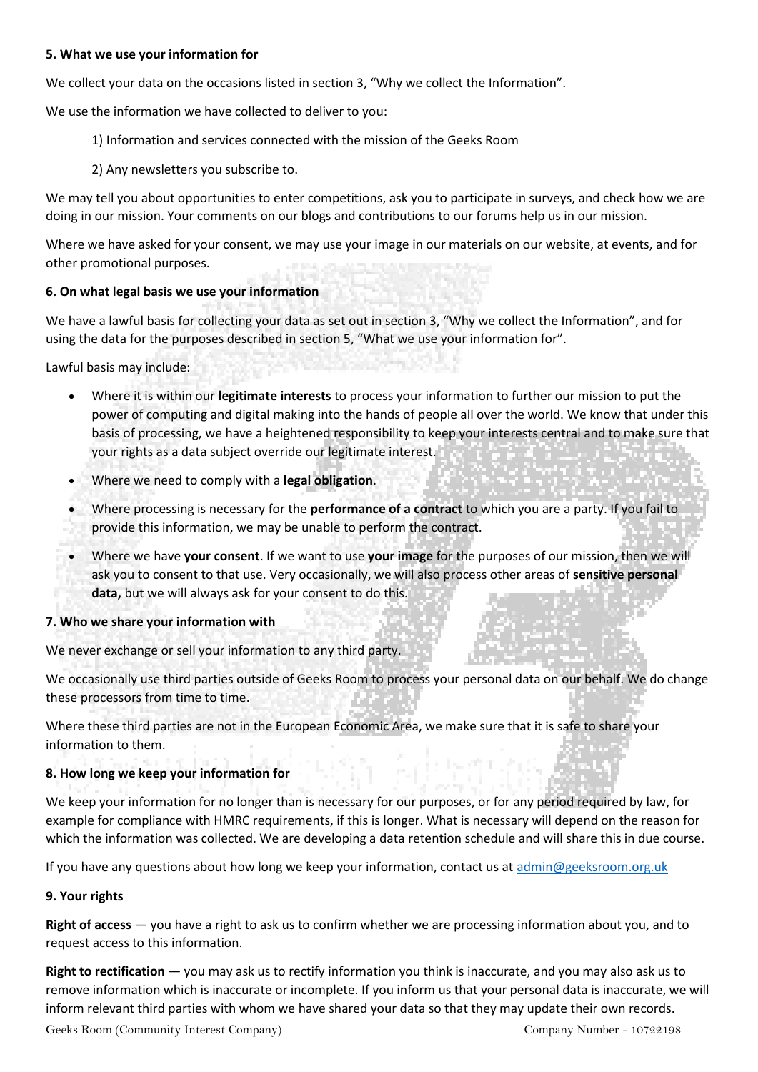**5. What we use your information for**

We collect your data on the occasions listed in section 3, "Why we collect the Information".

We use the information we have collected to deliver to you:

1) Information and services connected with the mission of the Geeks Room

2) Any newsletters you subscribe to.

We may tell you about opportunities to enter competitions, ask you to participate in surveys, and check how we are doing in our mission. Your comments on our blogs and contributions to our forums help us in our mission.

Where we have asked for your consent, we may use your image in our materials on our website, at events, and for other promotional purposes.

**6. On what legal basis we use your information**

We have a lawful basis for collecting your data as set out in section 3, "Why we collect the Information", and for using the data for the purposes described in section 5, "What we use your information for".

Lawful basis may include:

- Where it is within our **legitimate interests** to process your information to further our mission to put the power of computing and digital making into the hands of people all over the world. We know that under this basis of processing, we have a heightened responsibility to keep your interests central and to make sure that your rights as a data subject override our legitimate interest.
- Where we need to comply with a **legal obligation**.
- Where processing is necessary for the **performance of a contract** to which you are a party. If you fail to provide this information, we may be unable to perform the contract.
- Where we have **your consent**. If we want to use **your image** for the purposes of our mission, then we will ask you to consent to that use. Very occasionally, we will also process other areas of **sensitive personal data,** but we will always ask for your consent to do this.

**7. Who we share your information with**

We never exchange or sell your information to any third party.

We occasionally use third parties outside of Geeks Room to process your personal data on our behalf. We do change these processors from time to time.

Where these third parties are not in the European Economic Area, we make sure that it is safe to share your information to them.

**8. How long we keep your information for**

We keep your information for no longer than is necessary for our purposes, or for any period required by law, for example for compliance with HMRC requirements, if this is longer. What is necessary will depend on the reason for which the information was collected. We are developing a data retention schedule and will share this in due course.

If you have any questions about how long we keep your information, contact us at admin@geeksroom.org.uk

**9. Your rights**

**Right of access** — you have a right to ask us to confirm whether we are processing information about you, and to request access to this information.

**Right to rectification** — you may ask us to rectify information you think is inaccurate, and you may also ask us to remove information which is inaccurate or incomplete. If you inform us that your personal data is inaccurate, we will inform relevant third parties with whom we have shared your data so that they may update their own records.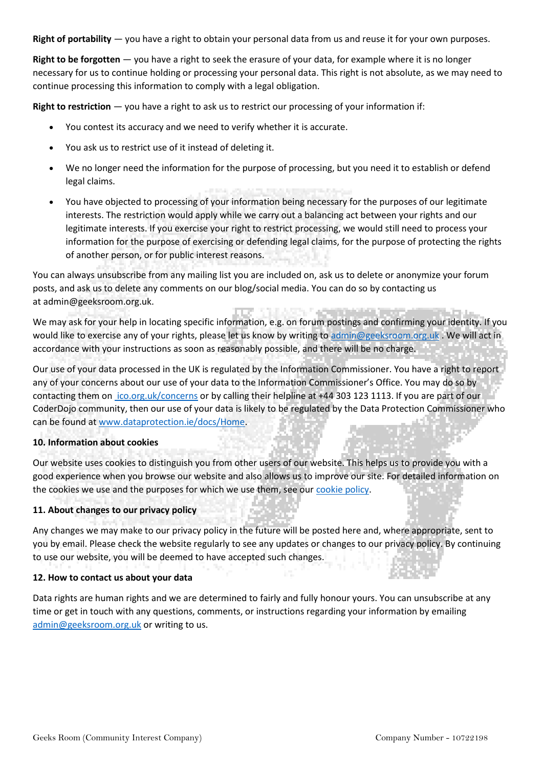**Right of portability** — you have a right to obtain your personal data from us and reuse it for your own purposes.

**Right to be forgotten** — you have a right to seek the erasure of your data, for example where it is no longer necessary for us to continue holding or processing your personal data. This right is not absolute, as we may need to continue processing this information to comply with a legal obligation.

**Right to restriction** — you have a right to ask us to restrict our processing of your information if:

- You contest its accuracy and we need to verify whether it is accurate.
- You ask us to restrict use of it instead of deleting it.
- We no longer need the information for the purpose of processing, but you need it to establish or defend legal claims.
- You have objected to processing of your information being necessary for the purposes of our legitimate interests. The restriction would apply while we carry out a balancing act between your rights and our legitimate interests. If you exercise your right to restrict processing, we would still need to process your information for the purpose of exercising or defending legal claims, for the purpose of protecting the rights of another person, or for public interest reasons.

You can always unsubscribe from any mailing list you are included on, ask us to delete or anonymize your forum posts, and ask us to delete any comments on our blog/social media. You can do so by contacting us at admin@geeksroom.org.uk.

We may ask for your help in locating specific information, e.g. on forum postings and confirming your identity. If you would like to exercise any of your rights, please let us know by writing to admin@geeksroom.org.uk . We will act in accordance with your instructions as soon as reasonably possible, and there will be no charge.

Our use of your data processed in the UK is regulated by the Information Commissioner. You have a right to report any of your concerns about our use of your data to the Information Commissioner's Office. You may do so by contacting them on ico.org.uk/concerns or by calling their helpline at +44 303 123 1113. If you are part of our CoderDojo community, then our use of your data is likely to be regulated by the Data Protection Commissioner who can be found at www.dataprotection.ie/docs/Home.

**10. Information about cookies**

Our website uses cookies to distinguish you from other users of our website. This helps us to provide you with a good experience when you browse our website and also allows us to improve our site. For detailed information on the cookies we use and the purposes for which we use them, see our cookie policy.

**11. About changes to our privacy policy**

Any changes we may make to our privacy policy in the future will be posted here and, where appropriate, sent to you by email. Please check the website regularly to see any updates or changes to our privacy policy. By continuing to use our website, you will be deemed to have accepted such changes.

**12. How to contact us about your data**

Data rights are human rights and we are determined to fairly and fully honour yours. You can unsubscribe at any time or get in touch with any questions, comments, or instructions regarding your information by emailing admin@geeksroom.org.uk or writing to us.